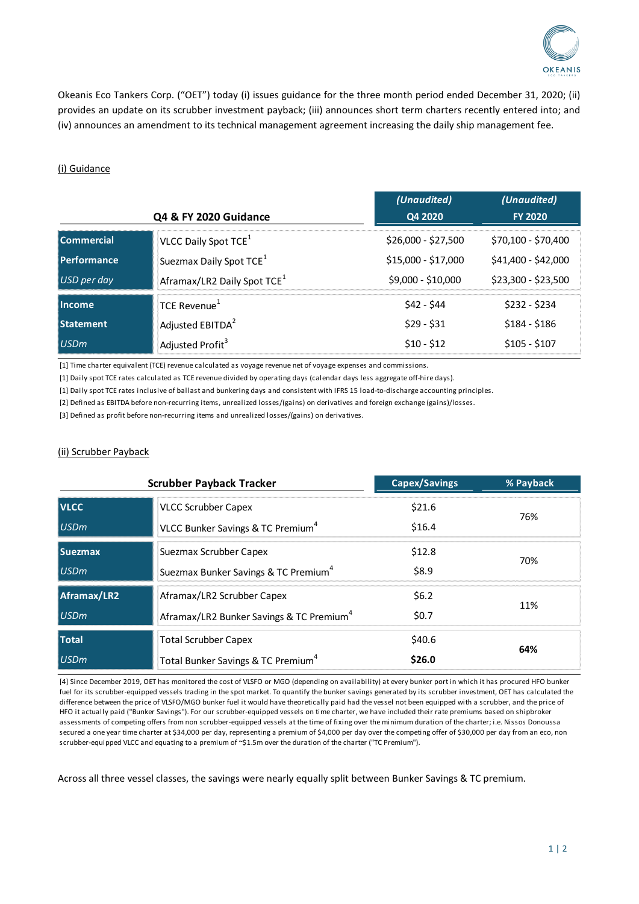Okeanis Eco Tankers Corp. ("OET") today (i) issues guidance for the three month period ended December 31, 2020; (ii) provides an update on its scrubber investment payback; (iii) announces short term charters recently entered into; and (iv) announces an amendment to its technical management agreement increasing the daily ship management fee.

## (i) Guidance

| Q4 & FY 2020 Guidance | | *(Unaudited)* Q4 2020 | *(Unaudited)* FY 2020 |
|---|---|---|---|
| **Commercial** | VLCC Daily Spot TCE[1] | $26,000 - $27,500 | $70,100 - $70,400 |
| **Performance** | Suezmax Daily Spot TCE[1] | $15,000 - $17,000 | $41,400 - $42,000 |
| *USD per day* | Aframax/LR2 Daily Spot TCE[1] | $9,000 - $10,000 | $23,300 - $23,500 |
| **Income** | TCE Revenue[1] | $42 - $44 | $232 - $234 |
| **Statement** | Adjusted EBITDA[2] | $29 - $31 | $184 - $186 |
| *USDm* | Adjusted Profit[3] | $10 - $12 | $105 - $107 |

[1] Time charter equivalent (TCE) revenue calculated as voyage revenue net of voyage expenses and commissions.

[1] Daily spot TCE rates calculated as TCE revenue divided by operating days (calendar days less aggregate off-hire days).

[1] Daily spot TCE rates inclusive of ballast and bunkering days and consistent with IFRS 15 load-to-discharge accounting principles.

[2] Defined as EBITDA before non-recurring items, unrealized losses/(gains) on derivatives and foreign exchange (gains)/losses.

[3] Defined as profit before non-recurring items and unrealized losses/(gains) on derivatives.

## (ii) Scrubber Payback

| Scrubber Payback Tracker | | Capex/Savings | % Payback |
|---|---|---|---|
| **VLCC** | VLCC Scrubber Capex | $21.6 | 76% |
| *USDm* | VLCC Bunker Savings & TC Premium[4] | $16.4 | |
| **Suezmax** | Suezmax Scrubber Capex | $12.8 | 70% |
| *USDm* | Suezmax Bunker Savings & TC Premium[4] | $8.9 | |
| **Aframax/LR2** | Aframax/LR2 Scrubber Capex | $6.2 | 11% |
| *USDm* | Aframax/LR2 Bunker Savings & TC Premium[4] | $0.7 | |
| **Total** | Total Scrubber Capex | $40.6 | **64%** |
| *USDm* | Total Bunker Savings & TC Premium[4] | **$26.0** | |

[4] Since December 2019, OET has monitored the cost of VLSFO or MGO (depending on availability) at every bunker port in which it has procured HFO bunker fuel for its scrubber-equipped vessels trading in the spot market. To quantify the bunker savings generated by its scrubber investment, OET has calculated the difference between the price of VLSFO/MGO bunker fuel it would have theoretically paid had the vessel not been equipped with a scrubber, and the price of HFO it actually paid ("Bunker Savings"). For our scrubber-equipped vessels on time charter, we have included their rate premiums based on shipbroker assessments of competing offers from non scrubber-equipped vessels at the time of fixing over the minimum duration of the charter; i.e. Nissos Donoussa secured a one year time charter at $34,000 per day, representing a premium of $4,000 per day over the competing offer of $30,000 per day from an eco, non scrubber-equipped VLCC and equating to a premium of ~$1.5m over the duration of the charter ("TC Premium").

Across all three vessel classes, the savings were nearly equally split between Bunker Savings & TC premium.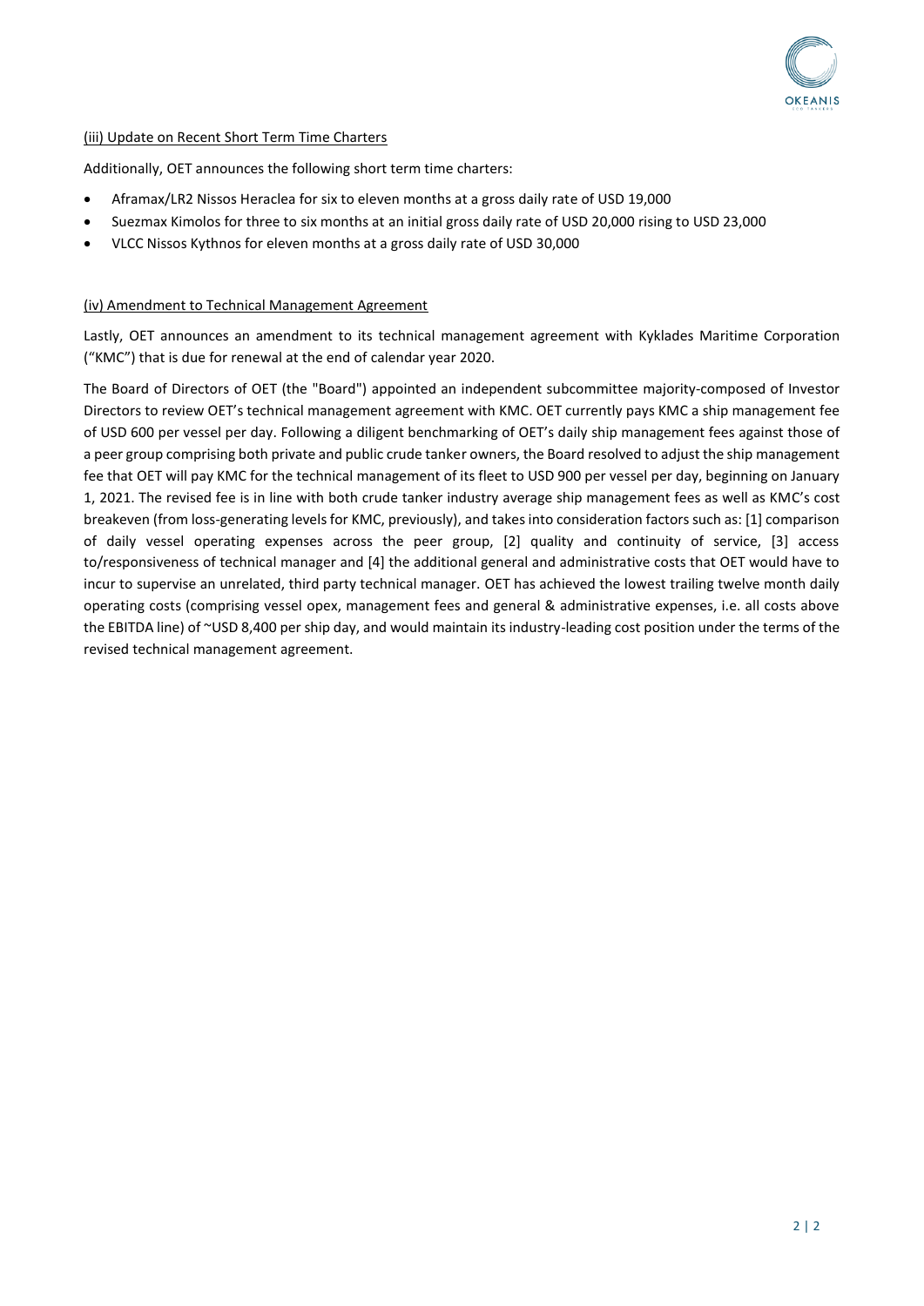(iii) Update on Recent Short Term Time Charters

Additionally, OET announces the following short term time charters:

- Aframax/LR2 Nissos Heraclea for six to eleven months at a gross daily rate of USD 19,000
- Suezmax Kimolos for three to six months at an initial gross daily rate of USD 20,000 rising to USD 23,000
- VLCC Nissos Kythnos for eleven months at a gross daily rate of USD 30,000

(iv) Amendment to Technical Management Agreement

Lastly, OET announces an amendment to its technical management agreement with Kyklades Maritime Corporation ("KMC") that is due for renewal at the end of calendar year 2020.

The Board of Directors of OET (the "Board") appointed an independent subcommittee majority-composed of Investor Directors to review OET's technical management agreement with KMC. OET currently pays KMC a ship management fee of USD 600 per vessel per day. Following a diligent benchmarking of OET's daily ship management fees against those of a peer group comprising both private and public crude tanker owners, the Board resolved to adjust the ship management fee that OET will pay KMC for the technical management of its fleet to USD 900 per vessel per day, beginning on January 1, 2021. The revised fee is in line with both crude tanker industry average ship management fees as well as KMC's cost breakeven (from loss-generating levels for KMC, previously), and takes into consideration factors such as: [1] comparison of daily vessel operating expenses across the peer group, [2] quality and continuity of service, [3] access to/responsiveness of technical manager and [4] the additional general and administrative costs that OET would have to incur to supervise an unrelated, third party technical manager. OET has achieved the lowest trailing twelve month daily operating costs (comprising vessel opex, management fees and general & administrative expenses, i.e. all costs above the EBITDA line) of ~USD 8,400 per ship day, and would maintain its industry-leading cost position under the terms of the revised technical management agreement.